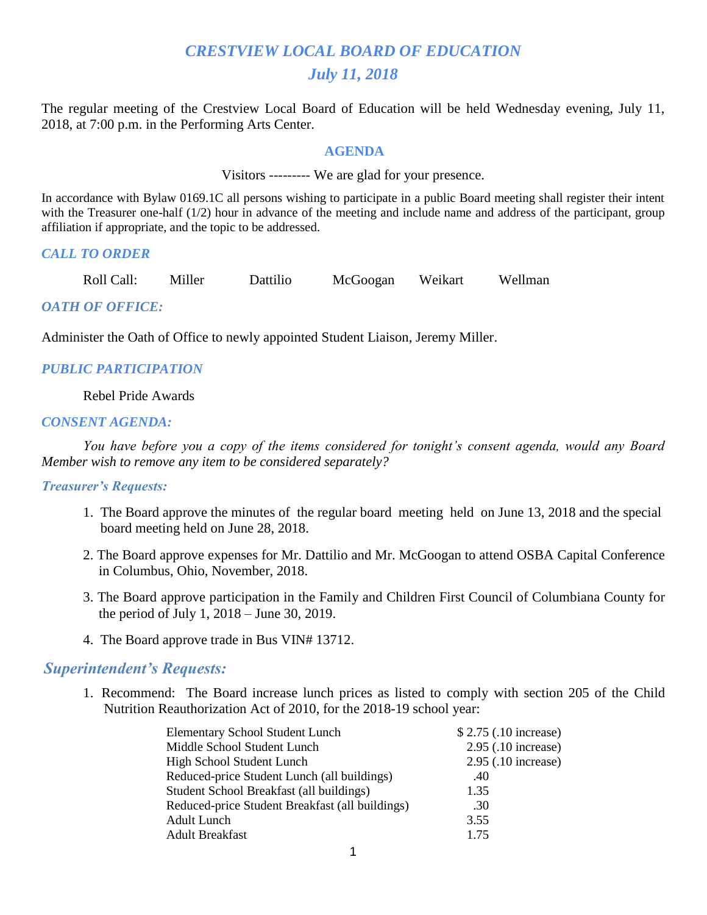# *CRESTVIEW LOCAL BOARD OF EDUCATION*

## *July 11, 2018*

The regular meeting of the Crestview Local Board of Education will be held Wednesday evening, July 11, 2018, at 7:00 p.m. in the Performing Arts Center.

### AGENDA

Visitors --------- We are glad for your presence.

In accordance with Bylaw 0169.1C all persons wishing to participate in a public Board meeting shall register their intent with the Treasurer one-half (1/2) hour in advance of the meeting and include name and address of the participant, group affiliation if appropriate, and the topic to be addressed.

### *CALL TO ORDER*

Roll Call: Miller Dattilio McGoogan Weikart Wellman

### *OATH OF OFFICE:*

Administer the Oath of Office to newly appointed Student Liaison, Jeremy Miller.

### *PUBLIC PARTICIPATION*

Rebel Pride Awards

### *CONSENT AGENDA:*

*You have before you a copy of the items considered for tonight's consent agenda, would any Board Member wish to remove any item to be considered separately?*

### *Treasurer's Requests:*

1. The Board approve the minutes of the regular board meeting held on June 13, 2018 and the special board meeting held on June 28, 2018.
2. The Board approve expenses for Mr. Dattilio and Mr. McGoogan to attend OSBA Capital Conference in Columbus, Ohio, November, 2018.
3. The Board approve participation in the Family and Children First Council of Columbiana County for the period of July 1, 2018 – June 30, 2019.
4. The Board approve trade in Bus VIN# 13712.

### *Superintendent's Requests:*

1. Recommend: The Board increase lunch prices as listed to comply with section 205 of the Child Nutrition Reauthorization Act of 2010, for the 2018-19 school year:

| | |
|---|---|
| Elementary School Student Lunch | $ 2.75 (.10 increase) |
| Middle School Student Lunch | 2.95 (.10 increase) |
| High School Student Lunch | 2.95 (.10 increase) |
| Reduced-price Student Lunch (all buildings) | .40 |
| Student School Breakfast (all buildings) | 1.35 |
| Reduced-price Student Breakfast (all buildings) | .30 |
| Adult Lunch | 3.55 |
| Adult Breakfast | 1.75 |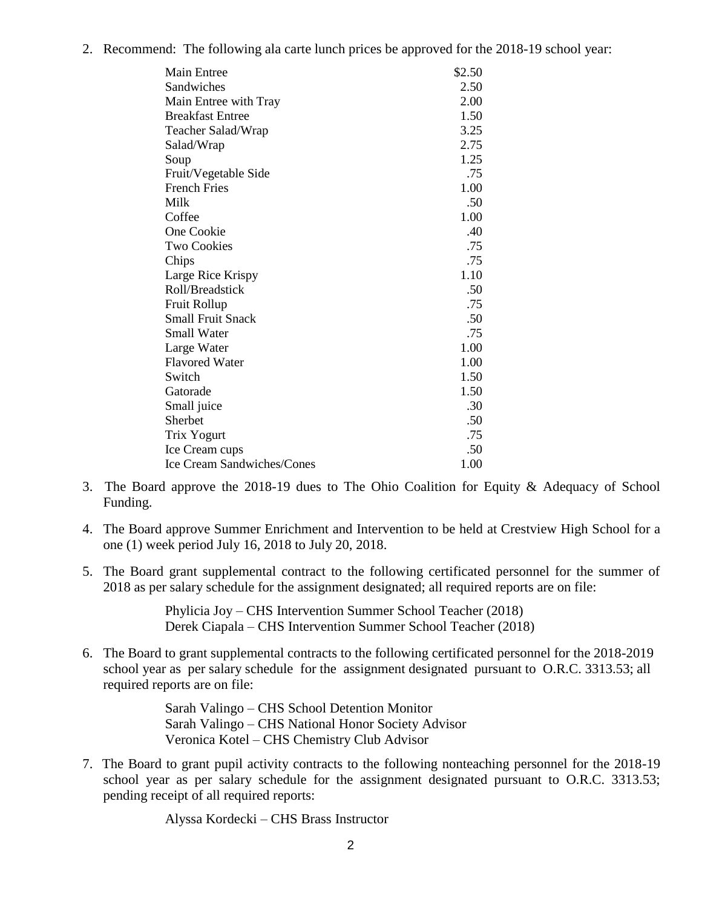2. Recommend: The following ala carte lunch prices be approved for the 2018-19 school year:

| Item | Price |
|---|---|
| Main Entree | $2.50 |
| Sandwiches | 2.50 |
| Main Entree with Tray | 2.00 |
| Breakfast Entree | 1.50 |
| Teacher Salad/Wrap | 3.25 |
| Salad/Wrap | 2.75 |
| Soup | 1.25 |
| Fruit/Vegetable Side | .75 |
| French Fries | 1.00 |
| Milk | .50 |
| Coffee | 1.00 |
| One Cookie | .40 |
| Two Cookies | .75 |
| Chips | .75 |
| Large Rice Krispy | 1.10 |
| Roll/Breadstick | .50 |
| Fruit Rollup | .75 |
| Small Fruit Snack | .50 |
| Small Water | .75 |
| Large Water | 1.00 |
| Flavored Water | 1.00 |
| Switch | 1.50 |
| Gatorade | 1.50 |
| Small juice | .30 |
| Sherbet | .50 |
| Trix Yogurt | .75 |
| Ice Cream cups | .50 |
| Ice Cream Sandwiches/Cones | 1.00 |

3. The Board approve the 2018-19 dues to The Ohio Coalition for Equity & Adequacy of School Funding.

4. The Board approve Summer Enrichment and Intervention to be held at Crestview High School for a one (1) week period July 16, 2018 to July 20, 2018.

5. The Board grant supplemental contract to the following certificated personnel for the summer of 2018 as per salary schedule for the assignment designated; all required reports are on file:

   Phylicia Joy – CHS Intervention Summer School Teacher (2018)
   Derek Ciapala – CHS Intervention Summer School Teacher (2018)

6. The Board to grant supplemental contracts to the following certificated personnel for the 2018-2019 school year as per salary schedule for the assignment designated pursuant to O.R.C. 3313.53; all required reports are on file:

   Sarah Valingo – CHS School Detention Monitor
   Sarah Valingo – CHS National Honor Society Advisor
   Veronica Kotel – CHS Chemistry Club Advisor

7. The Board to grant pupil activity contracts to the following nonteaching personnel for the 2018-19 school year as per salary schedule for the assignment designated pursuant to O.R.C. 3313.53; pending receipt of all required reports:

   Alyssa Kordecki – CHS Brass Instructor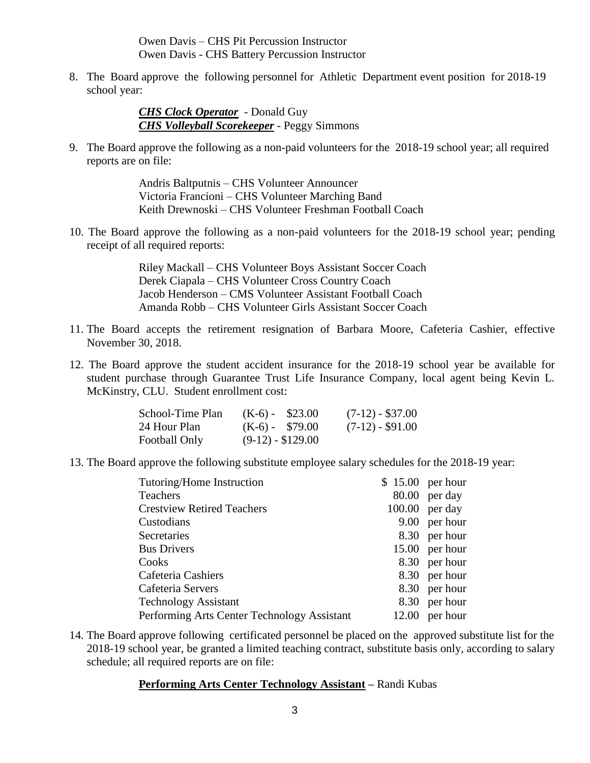Owen Davis – CHS Pit Percussion Instructor
Owen Davis - CHS Battery Percussion Instructor

8. The Board approve the following personnel for Athletic Department event position for 2018-19 school year:

   ***CHS Clock Operator*** - Donald Guy
   ***CHS Volleyball Scorekeeper*** - Peggy Simmons

9. The Board approve the following as a non-paid volunteers for the 2018-19 school year; all required reports are on file:

   Andris Baltputnis – CHS Volunteer Announcer
   Victoria Francioni – CHS Volunteer Marching Band
   Keith Drewnoski – CHS Volunteer Freshman Football Coach

10. The Board approve the following as a non-paid volunteers for the 2018-19 school year; pending receipt of all required reports:

    Riley Mackall – CHS Volunteer Boys Assistant Soccer Coach
    Derek Ciapala – CHS Volunteer Cross Country Coach
    Jacob Henderson – CMS Volunteer Assistant Football Coach
    Amanda Robb – CHS Volunteer Girls Assistant Soccer Coach

11. The Board accepts the retirement resignation of Barbara Moore, Cafeteria Cashier, effective November 30, 2018.

12. The Board approve the student accident insurance for the 2018-19 school year be available for student purchase through Guarantee Trust Life Insurance Company, local agent being Kevin L. McKinstry, CLU. Student enrollment cost:

| | | |
|---|---|---|
| School-Time Plan | (K-6) - $23.00 | (7-12) - $37.00 |
| 24 Hour Plan | (K-6) - $79.00 | (7-12) - $91.00 |
| Football Only | (9-12) - $129.00 | |

13. The Board approve the following substitute employee salary schedules for the 2018-19 year:

| | | |
|---|---|---|
| Tutoring/Home Instruction | $ 15.00 | per hour |
| Teachers | 80.00 | per day |
| Crestview Retired Teachers | 100.00 | per day |
| Custodians | 9.00 | per hour |
| Secretaries | 8.30 | per hour |
| Bus Drivers | 15.00 | per hour |
| Cooks | 8.30 | per hour |
| Cafeteria Cashiers | 8.30 | per hour |
| Cafeteria Servers | 8.30 | per hour |
| Technology Assistant | 8.30 | per hour |
| Performing Arts Center Technology Assistant | 12.00 | per hour |

14. The Board approve following certificated personnel be placed on the approved substitute list for the 2018-19 school year, be granted a limited teaching contract, substitute basis only, according to salary schedule; all required reports are on file:

    **Performing Arts Center Technology Assistant –** Randi Kubas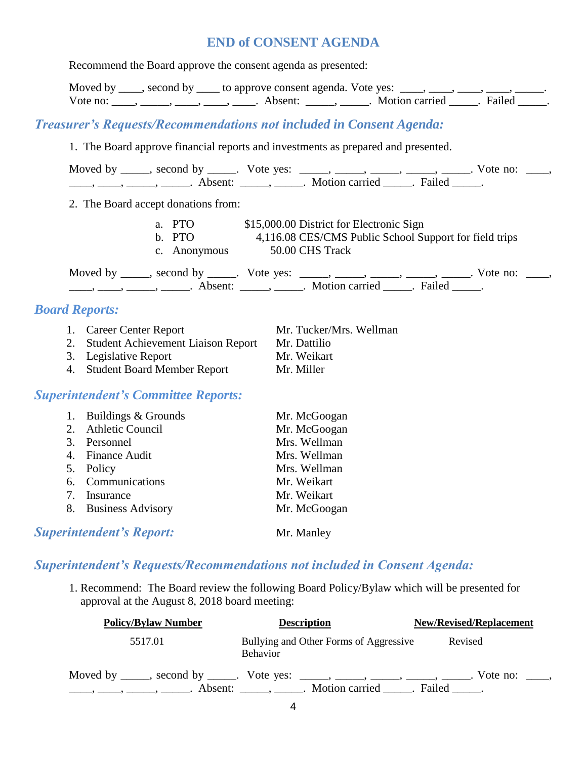## END of CONSENT AGENDA

Recommend the Board approve the consent agenda as presented:

Moved by ____, second by ____ to approve consent agenda. Vote yes: ____, ____, ____, ____, _____. Vote no: ____, _____, ____, ____, ____. Absent: _____, _____. Motion carried _____. Failed _____.

### *Treasurer's Requests/Recommendations not included in Consent Agenda:*

1. The Board approve financial reports and investments as prepared and presented.

Moved by _____, second by _____. Vote yes: _____, _____, _____, _____, _____. Vote no: ____, ____, ____, _____, _____. Absent: _____, _____. Motion carried _____. Failed _____.

2. The Board accept donations from:

   a. PTO $15,000.00 District for Electronic Sign
   b. PTO 4,116.08 CES/CMS Public School Support for field trips
   c. Anonymous 50.00 CHS Track

Moved by _____, second by _____. Vote yes: _____, _____, _____, _____, _____. Vote no: ____, ____, ____, _____, _____. Absent: _____, _____. Motion carried _____. Failed _____.

### *Board Reports:*

1. Career Center Report — Mr. Tucker/Mrs. Wellman
2. Student Achievement Liaison Report — Mr. Dattilio
3. Legislative Report — Mr. Weikart
4. Student Board Member Report — Mr. Miller

### *Superintendent's Committee Reports:*

1. Buildings & Grounds — Mr. McGoogan
2. Athletic Council — Mr. McGoogan
3. Personnel — Mrs. Wellman
4. Finance Audit — Mrs. Wellman
5. Policy — Mrs. Wellman
6. Communications — Mr. Weikart
7. Insurance — Mr. Weikart
8. Business Advisory — Mr. McGoogan

### *Superintendent's Report:* Mr. Manley

### *Superintendent's Requests/Recommendations not included in Consent Agenda:*

1. Recommend: The Board review the following Board Policy/Bylaw which will be presented for approval at the August 8, 2018 board meeting:

| Policy/Bylaw Number | Description | New/Revised/Replacement |
|---|---|---|
| 5517.01 | Bullying and Other Forms of Aggressive Behavior | Revised |

Moved by _____, second by _____. Vote yes: _____, _____, _____, _____, _____. Vote no: ____, ____, ____, _____, _____. Absent: _____, _____. Motion carried _____. Failed _____.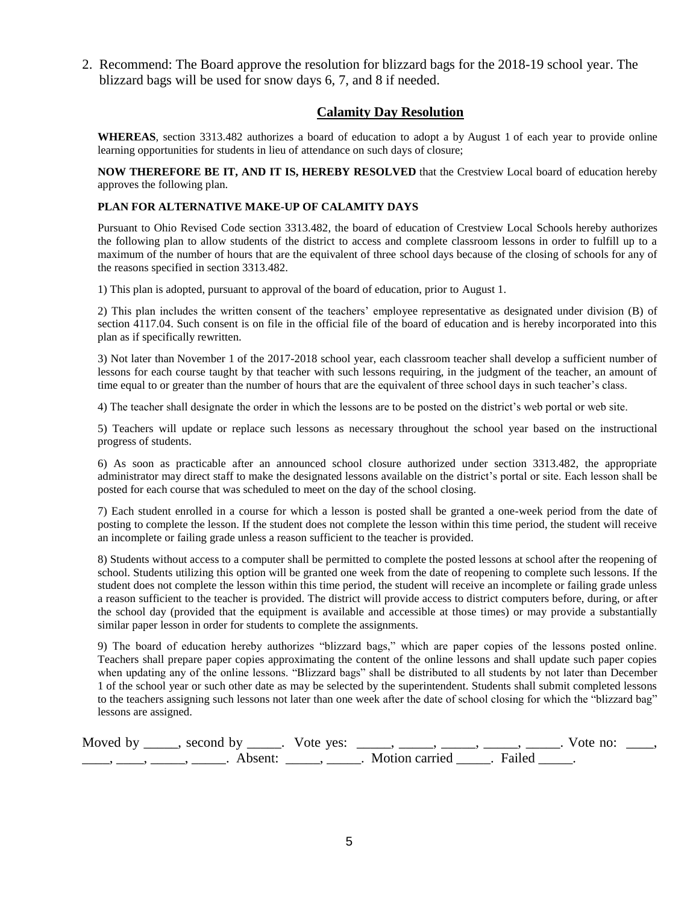2. Recommend: The Board approve the resolution for blizzard bags for the 2018-19 school year. The blizzard bags will be used for snow days 6, 7, and 8 if needed.

## Calamity Day Resolution

**WHEREAS**, section 3313.482 authorizes a board of education to adopt a by August 1 of each year to provide online learning opportunities for students in lieu of attendance on such days of closure;

**NOW THEREFORE BE IT, AND IT IS, HEREBY RESOLVED** that the Crestview Local board of education hereby approves the following plan.

**PLAN FOR ALTERNATIVE MAKE-UP OF CALAMITY DAYS**

Pursuant to Ohio Revised Code section 3313.482, the board of education of Crestview Local Schools hereby authorizes the following plan to allow students of the district to access and complete classroom lessons in order to fulfill up to a maximum of the number of hours that are the equivalent of three school days because of the closing of schools for any of the reasons specified in section 3313.482.

1) This plan is adopted, pursuant to approval of the board of education, prior to August 1.

2) This plan includes the written consent of the teachers' employee representative as designated under division (B) of section 4117.04. Such consent is on file in the official file of the board of education and is hereby incorporated into this plan as if specifically rewritten.

3) Not later than November 1 of the 2017-2018 school year, each classroom teacher shall develop a sufficient number of lessons for each course taught by that teacher with such lessons requiring, in the judgment of the teacher, an amount of time equal to or greater than the number of hours that are the equivalent of three school days in such teacher's class.

4) The teacher shall designate the order in which the lessons are to be posted on the district's web portal or web site.

5) Teachers will update or replace such lessons as necessary throughout the school year based on the instructional progress of students.

6) As soon as practicable after an announced school closure authorized under section 3313.482, the appropriate administrator may direct staff to make the designated lessons available on the district's portal or site. Each lesson shall be posted for each course that was scheduled to meet on the day of the school closing.

7) Each student enrolled in a course for which a lesson is posted shall be granted a one-week period from the date of posting to complete the lesson. If the student does not complete the lesson within this time period, the student will receive an incomplete or failing grade unless a reason sufficient to the teacher is provided.

8) Students without access to a computer shall be permitted to complete the posted lessons at school after the reopening of school. Students utilizing this option will be granted one week from the date of reopening to complete such lessons. If the student does not complete the lesson within this time period, the student will receive an incomplete or failing grade unless a reason sufficient to the teacher is provided. The district will provide access to district computers before, during, or after the school day (provided that the equipment is available and accessible at those times) or may provide a substantially similar paper lesson in order for students to complete the assignments.

9) The board of education hereby authorizes "blizzard bags," which are paper copies of the lessons posted online. Teachers shall prepare paper copies approximating the content of the online lessons and shall update such paper copies when updating any of the online lessons. "Blizzard bags" shall be distributed to all students by not later than December 1 of the school year or such other date as may be selected by the superintendent. Students shall submit completed lessons to the teachers assigning such lessons not later than one week after the date of school closing for which the "blizzard bag" lessons are assigned.

Moved by _____, second by _____. Vote yes: _____, _____, _____, _____, _____. Vote no: ____, ____, ____, _____, _____. Absent: _____, _____. Motion carried _____. Failed _____.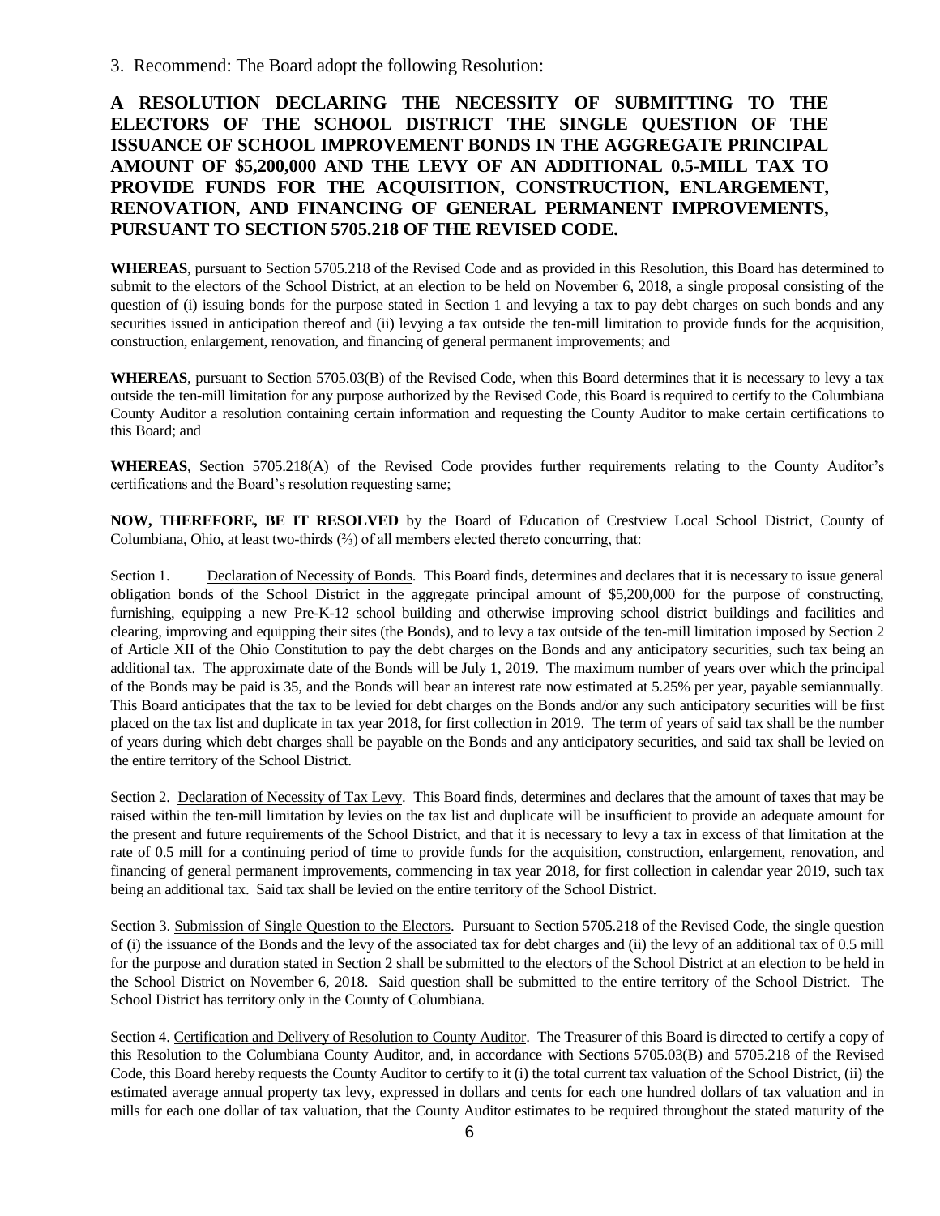3. Recommend: The Board adopt the following Resolution:

**A RESOLUTION DECLARING THE NECESSITY OF SUBMITTING TO THE ELECTORS OF THE SCHOOL DISTRICT THE SINGLE QUESTION OF THE ISSUANCE OF SCHOOL IMPROVEMENT BONDS IN THE AGGREGATE PRINCIPAL AMOUNT OF $5,200,000 AND THE LEVY OF AN ADDITIONAL 0.5-MILL TAX TO PROVIDE FUNDS FOR THE ACQUISITION, CONSTRUCTION, ENLARGEMENT, RENOVATION, AND FINANCING OF GENERAL PERMANENT IMPROVEMENTS, PURSUANT TO SECTION 5705.218 OF THE REVISED CODE.**

**WHEREAS**, pursuant to Section 5705.218 of the Revised Code and as provided in this Resolution, this Board has determined to submit to the electors of the School District, at an election to be held on November 6, 2018, a single proposal consisting of the question of (i) issuing bonds for the purpose stated in Section 1 and levying a tax to pay debt charges on such bonds and any securities issued in anticipation thereof and (ii) levying a tax outside the ten-mill limitation to provide funds for the acquisition, construction, enlargement, renovation, and financing of general permanent improvements; and

**WHEREAS**, pursuant to Section 5705.03(B) of the Revised Code, when this Board determines that it is necessary to levy a tax outside the ten-mill limitation for any purpose authorized by the Revised Code, this Board is required to certify to the Columbiana County Auditor a resolution containing certain information and requesting the County Auditor to make certain certifications to this Board; and

**WHEREAS**, Section 5705.218(A) of the Revised Code provides further requirements relating to the County Auditor's certifications and the Board's resolution requesting same;

**NOW, THEREFORE, BE IT RESOLVED** by the Board of Education of Crestview Local School District, County of Columbiana, Ohio, at least two-thirds (⅔) of all members elected thereto concurring, that:

Section 1. Declaration of Necessity of Bonds. This Board finds, determines and declares that it is necessary to issue general obligation bonds of the School District in the aggregate principal amount of $5,200,000 for the purpose of constructing, furnishing, equipping a new Pre-K-12 school building and otherwise improving school district buildings and facilities and clearing, improving and equipping their sites (the Bonds), and to levy a tax outside of the ten-mill limitation imposed by Section 2 of Article XII of the Ohio Constitution to pay the debt charges on the Bonds and any anticipatory securities, such tax being an additional tax. The approximate date of the Bonds will be July 1, 2019. The maximum number of years over which the principal of the Bonds may be paid is 35, and the Bonds will bear an interest rate now estimated at 5.25% per year, payable semiannually. This Board anticipates that the tax to be levied for debt charges on the Bonds and/or any such anticipatory securities will be first placed on the tax list and duplicate in tax year 2018, for first collection in 2019. The term of years of said tax shall be the number of years during which debt charges shall be payable on the Bonds and any anticipatory securities, and said tax shall be levied on the entire territory of the School District.

Section 2. Declaration of Necessity of Tax Levy. This Board finds, determines and declares that the amount of taxes that may be raised within the ten-mill limitation by levies on the tax list and duplicate will be insufficient to provide an adequate amount for the present and future requirements of the School District, and that it is necessary to levy a tax in excess of that limitation at the rate of 0.5 mill for a continuing period of time to provide funds for the acquisition, construction, enlargement, renovation, and financing of general permanent improvements, commencing in tax year 2018, for first collection in calendar year 2019, such tax being an additional tax. Said tax shall be levied on the entire territory of the School District.

Section 3. Submission of Single Question to the Electors. Pursuant to Section 5705.218 of the Revised Code, the single question of (i) the issuance of the Bonds and the levy of the associated tax for debt charges and (ii) the levy of an additional tax of 0.5 mill for the purpose and duration stated in Section 2 shall be submitted to the electors of the School District at an election to be held in the School District on November 6, 2018. Said question shall be submitted to the entire territory of the School District. The School District has territory only in the County of Columbiana.

Section 4. Certification and Delivery of Resolution to County Auditor. The Treasurer of this Board is directed to certify a copy of this Resolution to the Columbiana County Auditor, and, in accordance with Sections 5705.03(B) and 5705.218 of the Revised Code, this Board hereby requests the County Auditor to certify to it (i) the total current tax valuation of the School District, (ii) the estimated average annual property tax levy, expressed in dollars and cents for each one hundred dollars of tax valuation and in mills for each one dollar of tax valuation, that the County Auditor estimates to be required throughout the stated maturity of the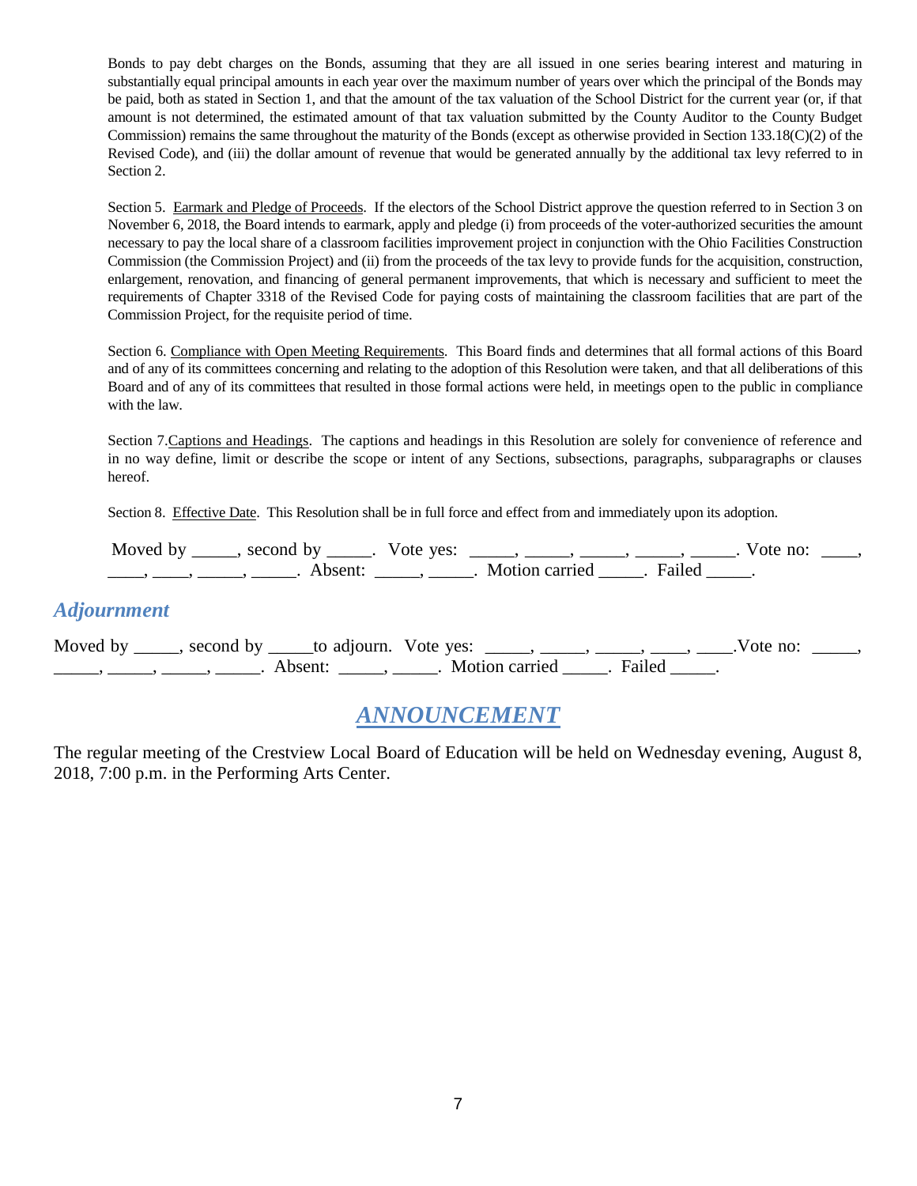Bonds to pay debt charges on the Bonds, assuming that they are all issued in one series bearing interest and maturing in substantially equal principal amounts in each year over the maximum number of years over which the principal of the Bonds may be paid, both as stated in Section 1, and that the amount of the tax valuation of the School District for the current year (or, if that amount is not determined, the estimated amount of that tax valuation submitted by the County Auditor to the County Budget Commission) remains the same throughout the maturity of the Bonds (except as otherwise provided in Section 133.18(C)(2) of the Revised Code), and (iii) the dollar amount of revenue that would be generated annually by the additional tax levy referred to in Section 2.

Section 5. Earmark and Pledge of Proceeds. If the electors of the School District approve the question referred to in Section 3 on November 6, 2018, the Board intends to earmark, apply and pledge (i) from proceeds of the voter-authorized securities the amount necessary to pay the local share of a classroom facilities improvement project in conjunction with the Ohio Facilities Construction Commission (the Commission Project) and (ii) from the proceeds of the tax levy to provide funds for the acquisition, construction, enlargement, renovation, and financing of general permanent improvements, that which is necessary and sufficient to meet the requirements of Chapter 3318 of the Revised Code for paying costs of maintaining the classroom facilities that are part of the Commission Project, for the requisite period of time.

Section 6. Compliance with Open Meeting Requirements. This Board finds and determines that all formal actions of this Board and of any of its committees concerning and relating to the adoption of this Resolution were taken, and that all deliberations of this Board and of any of its committees that resulted in those formal actions were held, in meetings open to the public in compliance with the law.

Section 7.Captions and Headings. The captions and headings in this Resolution are solely for convenience of reference and in no way define, limit or describe the scope or intent of any Sections, subsections, paragraphs, subparagraphs or clauses hereof.

Section 8. Effective Date. This Resolution shall be in full force and effect from and immediately upon its adoption.

Moved by _____, second by _____. Vote yes: _____, _____, _____, _____, _____. Vote no: ____, ____, ____, _____, _____. Absent: _____, _____. Motion carried _____. Failed _____.

## *Adjournment*

Moved by _____, second by _____to adjourn. Vote yes: _____, _____, _____, ____, ____.Vote no: _____, _____, _____, _____, _____. Absent: _____, _____. Motion carried _____. Failed _____.

## *ANNOUNCEMENT*

The regular meeting of the Crestview Local Board of Education will be held on Wednesday evening, August 8, 2018, 7:00 p.m. in the Performing Arts Center.